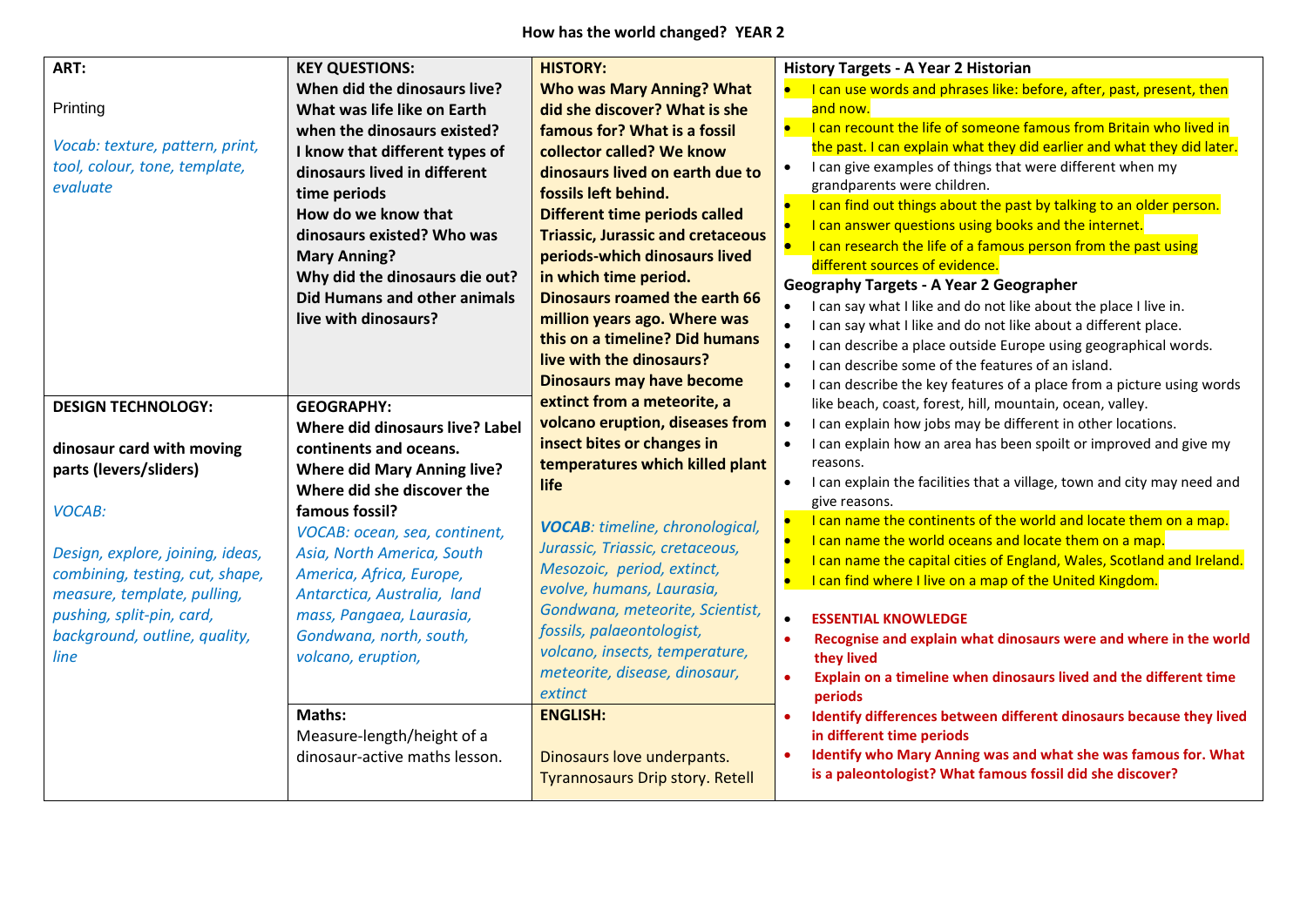# How has the world changed? YEAR 2

## ART:

Printing

*Vocab: texture, pattern, print, tool, colour, tone, template, evaluate*

## KEY QUESTIONS:

**When did the dinosaurs live?**
**What was life like on Earth when the dinosaurs existed?**
**I know that different types of dinosaurs lived in different time periods**
**How do we know that dinosaurs existed? Who was Mary Anning?**
**Why did the dinosaurs die out?**
**Did Humans and other animals live with dinosaurs?**

## HISTORY:

**Who was Mary Anning? What did she discover? What is she famous for? What is a fossil collector called? We know dinosaurs lived on earth due to fossils left behind.**
**Different time periods called Triassic, Jurassic and cretaceous periods-which dinosaurs lived in which time period.**
**Dinosaurs roamed the earth 66 million years ago. Where was this on a timeline? Did humans live with the dinosaurs?**
**Dinosaurs may have become extinct from a meteorite, a volcano eruption, diseases from insect bites or changes in temperatures which killed plant life**

***VOCAB**: timeline, chronological, Jurassic, Triassic, cretaceous, Mesozoic, period, extinct, evolve, humans, Laurasia, Gondwana, meteorite, Scientist, fossils, palaeontologist, volcano, insects, temperature, meteorite, disease, dinosaur, extinct*

## History Targets - A Year 2 Historian

- I can use words and phrases like: before, after, past, present, then and now.
- I can recount the life of someone famous from Britain who lived in the past. I can explain what they did earlier and what they did later.
- I can give examples of things that were different when my grandparents were children.
- I can find out things about the past by talking to an older person.
- I can answer questions using books and the internet.
- I can research the life of a famous person from the past using different sources of evidence.

## Geography Targets - A Year 2 Geographer

- I can say what I like and do not like about the place I live in.
- I can say what I like and do not like about a different place.
- I can describe a place outside Europe using geographical words.
- I can describe some of the features of an island.
- I can describe the key features of a place from a picture using words like beach, coast, forest, hill, mountain, ocean, valley.
- I can explain how jobs may be different in other locations.
- I can explain how an area has been spoilt or improved and give my reasons.
- I can explain the facilities that a village, town and city may need and give reasons.
- I can name the continents of the world and locate them on a map.
- I can name the world oceans and locate them on a map.
- I can name the capital cities of England, Wales, Scotland and Ireland.
- I can find where I live on a map of the United Kingdom.

- **ESSENTIAL KNOWLEDGE**
- **Recognise and explain what dinosaurs were and where in the world they lived**
- **Explain on a timeline when dinosaurs lived and the different time periods**
- **Identify differences between different dinosaurs because they lived in different time periods**
- **Identify who Mary Anning was and what she was famous for. What is a paleontologist? What famous fossil did she discover?**

## DESIGN TECHNOLOGY:

**dinosaur card with moving parts (levers/sliders)**

*VOCAB:*

*Design, explore, joining, ideas, combining, testing, cut, shape, measure, template, pulling, pushing, split-pin, card, background, outline, quality, line*

## GEOGRAPHY:

**Where did dinosaurs live? Label continents and oceans.**
**Where did Mary Anning live? Where did she discover the famous fossil?**

*VOCAB: ocean, sea, continent, Asia, North America, South America, Africa, Europe, Antarctica, Australia, land mass, Pangaea, Laurasia, Gondwana, north, south, volcano, eruption,*

## Maths:

Measure-length/height of a dinosaur-active maths lesson.

## ENGLISH:

Dinosaurs love underpants. Tyrannosaurs Drip story. Retell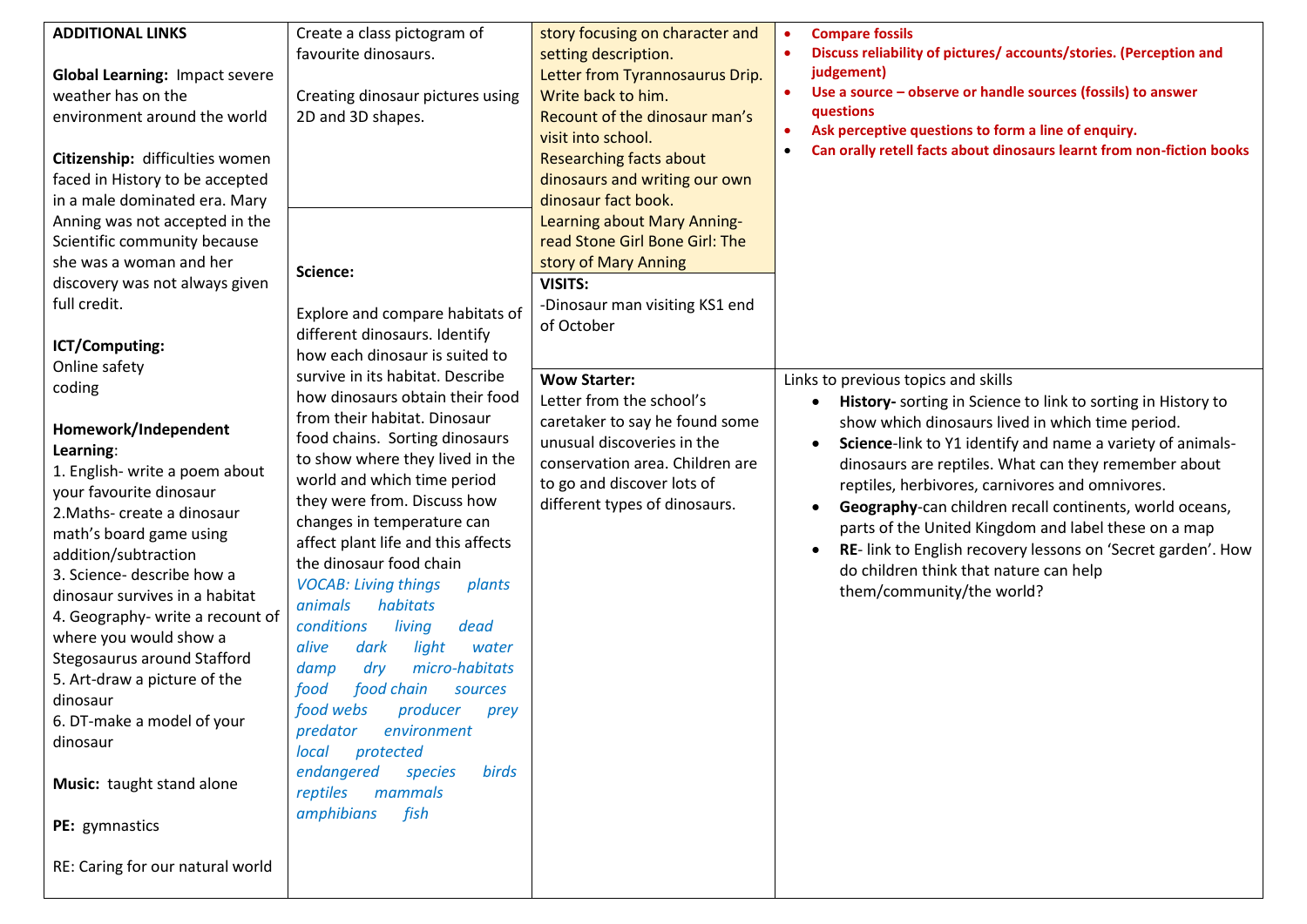| | | | |
|---|---|---|---|
| **ADDITIONAL LINKS**<br><br>**Global Learning:** Impact severe weather has on the environment around the world<br><br>**Citizenship:** difficulties women faced in History to be accepted in a male dominated era. Mary Anning was not accepted in the Scientific community because she was a woman and her discovery was not always given full credit.<br><br>**ICT/Computing:**<br>Online safety<br>coding<br><br>**Homework/Independent Learning**:<br>1. English- write a poem about your favourite dinosaur<br>2.Maths- create a dinosaur math's board game using addition/subtraction<br>3. Science- describe how a dinosaur survives in a habitat<br>4. Geography- write a recount of where you would show a Stegosaurus around Stafford<br>5. Art-draw a picture of the dinosaur<br>6. DT-make a model of your dinosaur<br><br>**Music:** taught stand alone<br><br>**PE:** gymnastics<br><br>RE: Caring for our natural world | Create a class pictogram of favourite dinosaurs.<br><br>Creating dinosaur pictures using 2D and 3D shapes.<br><br>**Science:**<br><br>Explore and compare habitats of different dinosaurs. Identify how each dinosaur is suited to survive in its habitat. Describe how dinosaurs obtain their food from their habitat. Dinosaur food chains. Sorting dinosaurs to show where they lived in the world and which time period they were from. Discuss how changes in temperature can affect plant life and this affects the dinosaur food chain<br>*VOCAB: Living things plants animals habitats conditions living dead alive dark light water damp dry micro-habitats food food chain sources food webs producer prey predator environment local protected endangered species birds reptiles mammals amphibians fish* | story focusing on character and setting description.<br>Letter from Tyrannosaurus Drip. Write back to him.<br>Recount of the dinosaur man's visit into school.<br>Researching facts about dinosaurs and writing our own dinosaur fact book.<br>Learning about Mary Anning- read Stone Girl Bone Girl: The story of Mary Anning<br><br>**VISITS:**<br>-Dinosaur man visiting KS1 end of October<br><br>**Wow Starter:**<br>Letter from the school's caretaker to say he found some unusual discoveries in the conservation area. Children are to go and discover lots of different types of dinosaurs. | • **Compare fossils**<br>• **Discuss reliability of pictures/ accounts/stories. (Perception and judgement)**<br>• **Use a source – observe or handle sources (fossils) to answer questions**<br>• **Ask perceptive questions to form a line of enquiry.**<br>• **Can orally retell facts about dinosaurs learnt from non-fiction books**<br><br>Links to previous topics and skills<br>• **History-** sorting in Science to link to sorting in History to show which dinosaurs lived in which time period.<br>• **Science**-link to Y1 identify and name a variety of animals- dinosaurs are reptiles. What can they remember about reptiles, herbivores, carnivores and omnivores.<br>• **Geography**-can children recall continents, world oceans, parts of the United Kingdom and label these on a map<br>• **RE**- link to English recovery lessons on 'Secret garden'. How do children think that nature can help them/community/the world? |